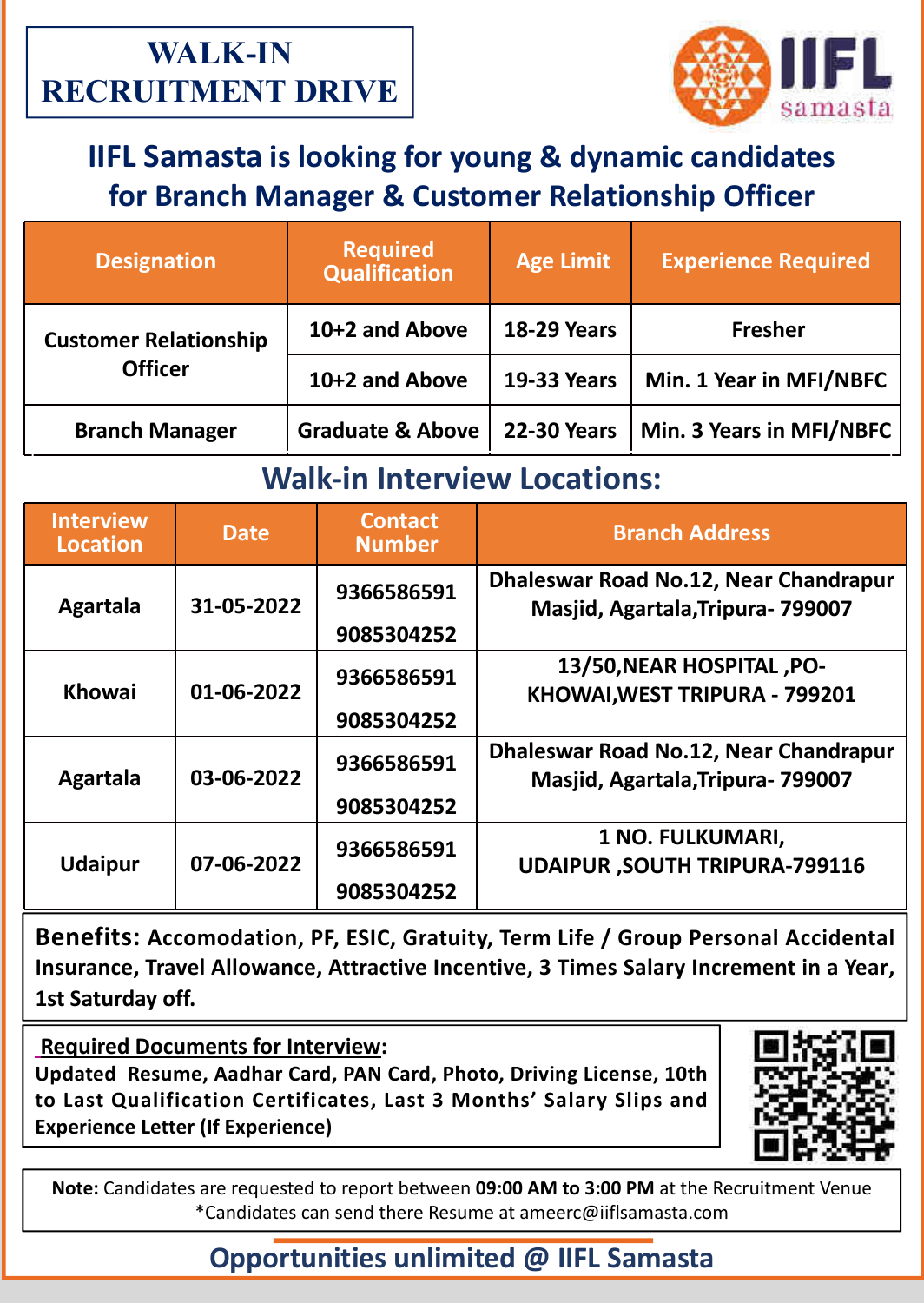# WALK-IN RECRUITMENT DRIVE

IIFL samasta

## IIFL Samasta is looking for young & dynamic candidates for Branch Manager & Customer Relationship Officer

| Designation | Required Qualification | Age Limit | Experience Required |
| --- | --- | --- | --- |
| Customer Relationship Officer | 10+2 and Above | 18-29 Years | Fresher |
| | 10+2 and Above | 19-33 Years | Min. 1 Year in MFI/NBFC |
| Branch Manager | Graduate & Above | 22-30 Years | Min. 3 Years in MFI/NBFC |

## Walk-in Interview Locations:

| Interview Location | Date | Contact Number | Branch Address |
| --- | --- | --- | --- |
| Agartala | 31-05-2022 | 9366586591<br>9085304252 | Dhaleswar Road No.12, Near Chandrapur Masjid, Agartala,Tripura- 799007 |
| Khowai | 01-06-2022 | 9366586591<br>9085304252 | 13/50,NEAR HOSPITAL ,PO-KHOWAI,WEST TRIPURA - 799201 |
| Agartala | 03-06-2022 | 9366586591<br>9085304252 | Dhaleswar Road No.12, Near Chandrapur Masjid, Agartala,Tripura- 799007 |
| Udaipur | 07-06-2022 | 9366586591<br>9085304252 | 1 NO. FULKUMARI, UDAIPUR ,SOUTH TRIPURA-799116 |

**Benefits:** Accomodation, PF, ESIC, Gratuity, Term Life / Group Personal Accidental Insurance, Travel Allowance, Attractive Incentive, 3 Times Salary Increment in a Year, 1st Saturday off.

**Required Documents for Interview:**
Updated Resume, Aadhar Card, PAN Card, Photo, Driving License, 10th to Last Qualification Certificates, Last 3 Months' Salary Slips and Experience Letter (If Experience)

**Note:** Candidates are requested to report between **09:00 AM to 3:00 PM** at the Recruitment Venue
*Candidates can send there Resume at ameerc@iiflsamasta.com

## Opportunities unlimited @ IIFL Samasta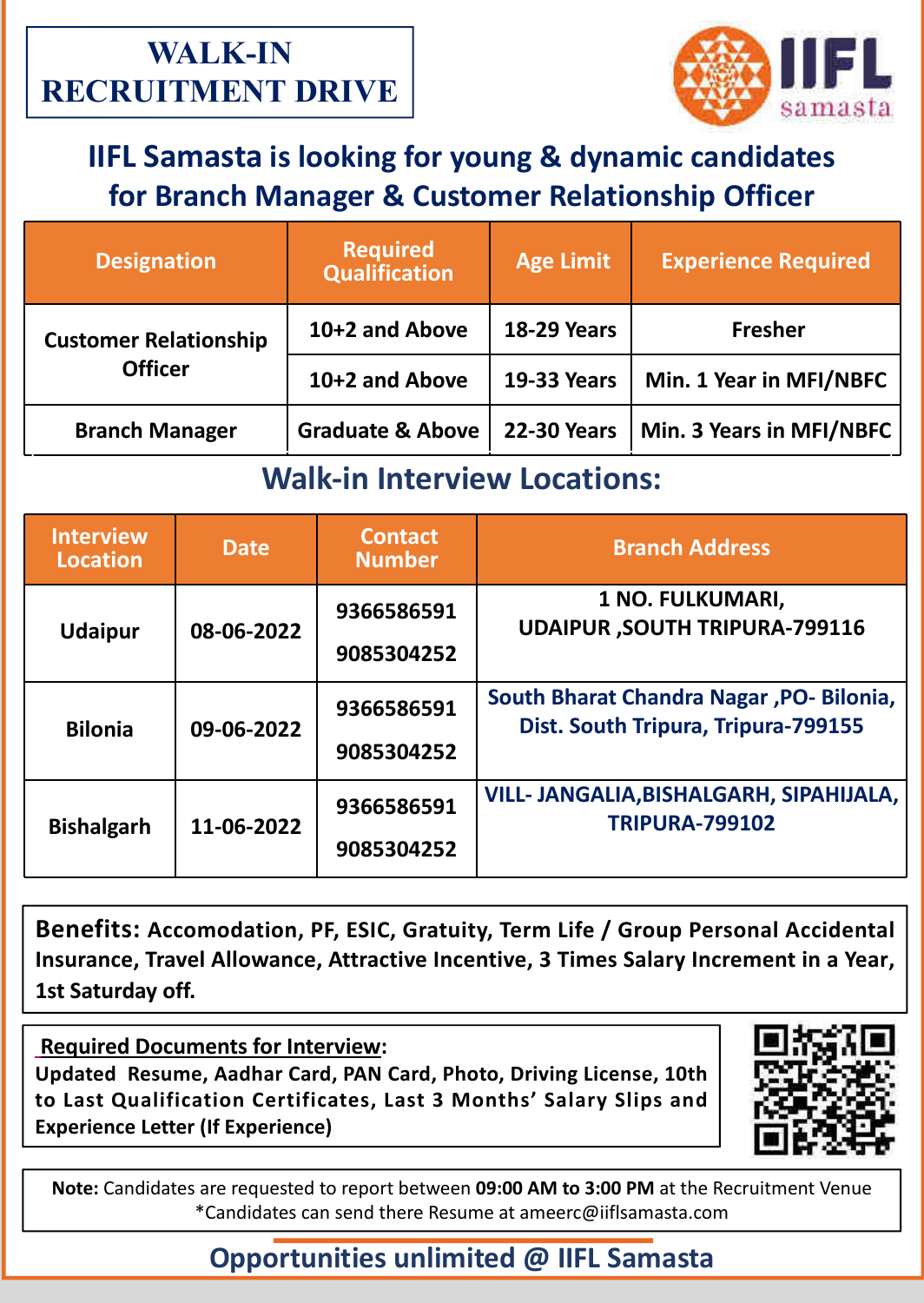# WALK-IN RECRUITMENT DRIVE

IIFL samasta

## IIFL Samasta is looking for young & dynamic candidates for Branch Manager & Customer Relationship Officer

| Designation | Required Qualification | Age Limit | Experience Required |
|---|---|---|---|
| Customer Relationship Officer | 10+2 and Above | 18-29 Years | Fresher |
| | 10+2 and Above | 19-33 Years | Min. 1 Year in MFI/NBFC |
| Branch Manager | Graduate & Above | 22-30 Years | Min. 3 Years in MFI/NBFC |

## Walk-in Interview Locations:

| Interview Location | Date | Contact Number | Branch Address |
|---|---|---|---|
| Udaipur | 08-06-2022 | 9366586591<br>9085304252 | 1 NO. FULKUMARI, UDAIPUR ,SOUTH TRIPURA-799116 |
| Bilonia | 09-06-2022 | 9366586591<br>9085304252 | South Bharat Chandra Nagar ,PO- Bilonia, Dist. South Tripura, Tripura-799155 |
| Bishalgarh | 11-06-2022 | 9366586591<br>9085304252 | VILL- JANGALIA,BISHALGARH, SIPAHIJALA, TRIPURA-799102 |

**Benefits:** Accomodation, PF, ESIC, Gratuity, Term Life / Group Personal Accidental Insurance, Travel Allowance, Attractive Incentive, 3 Times Salary Increment in a Year, 1st Saturday off.

**Required Documents for Interview:**
Updated Resume, Aadhar Card, PAN Card, Photo, Driving License, 10th to Last Qualification Certificates, Last 3 Months' Salary Slips and Experience Letter (If Experience)

**Note:** Candidates are requested to report between **09:00 AM to 3:00 PM** at the Recruitment Venue
*Candidates can send there Resume at ameerc@iiflsamasta.com

**Opportunities unlimited @ IIFL Samasta**